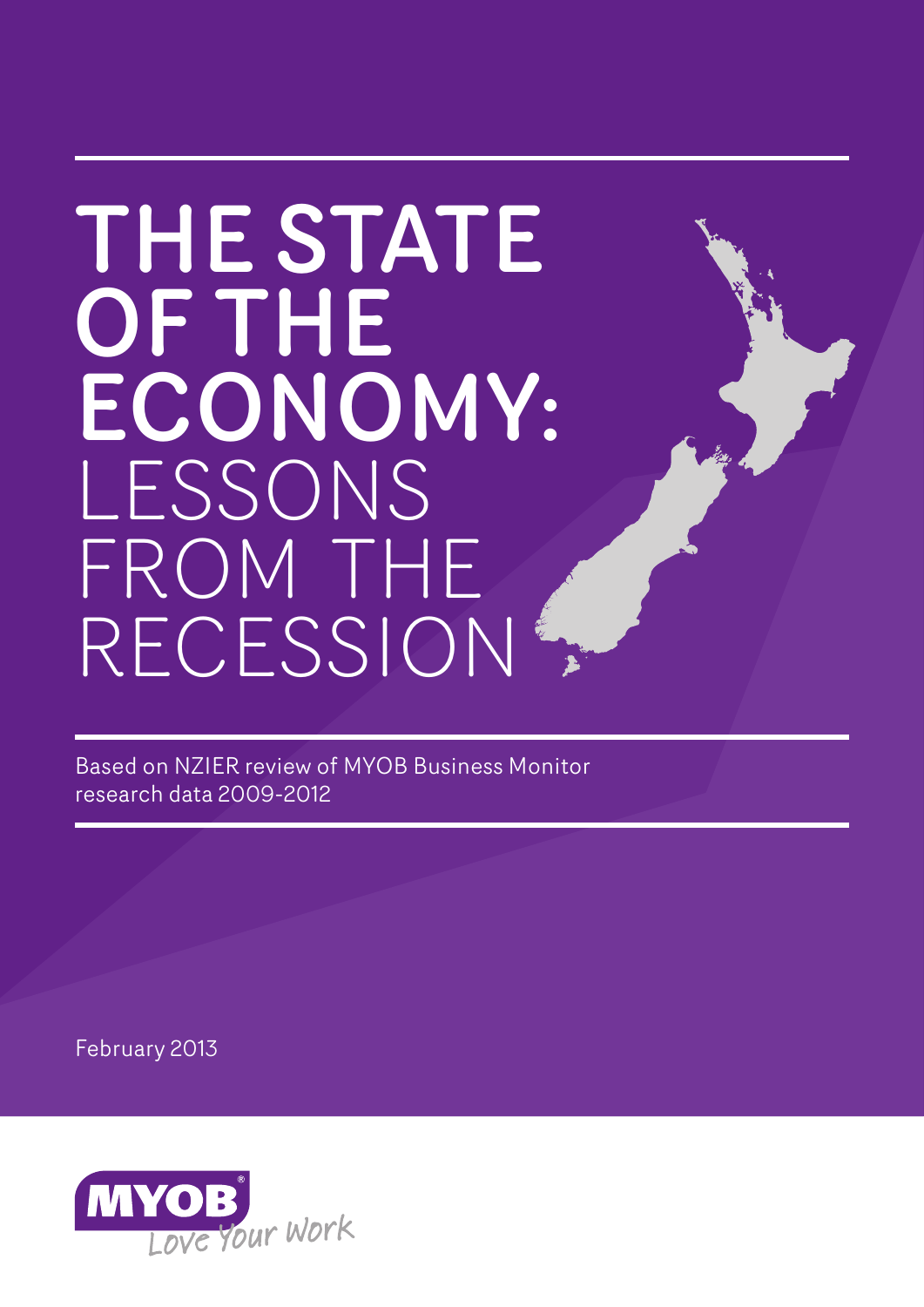# THE STATE OF THE ECONOMY: LESSONS FROM THE RECESSION

Based on NZIER review of MYOB Business Monitor research data 2009-2012

February 2013

MYOB Love Your Work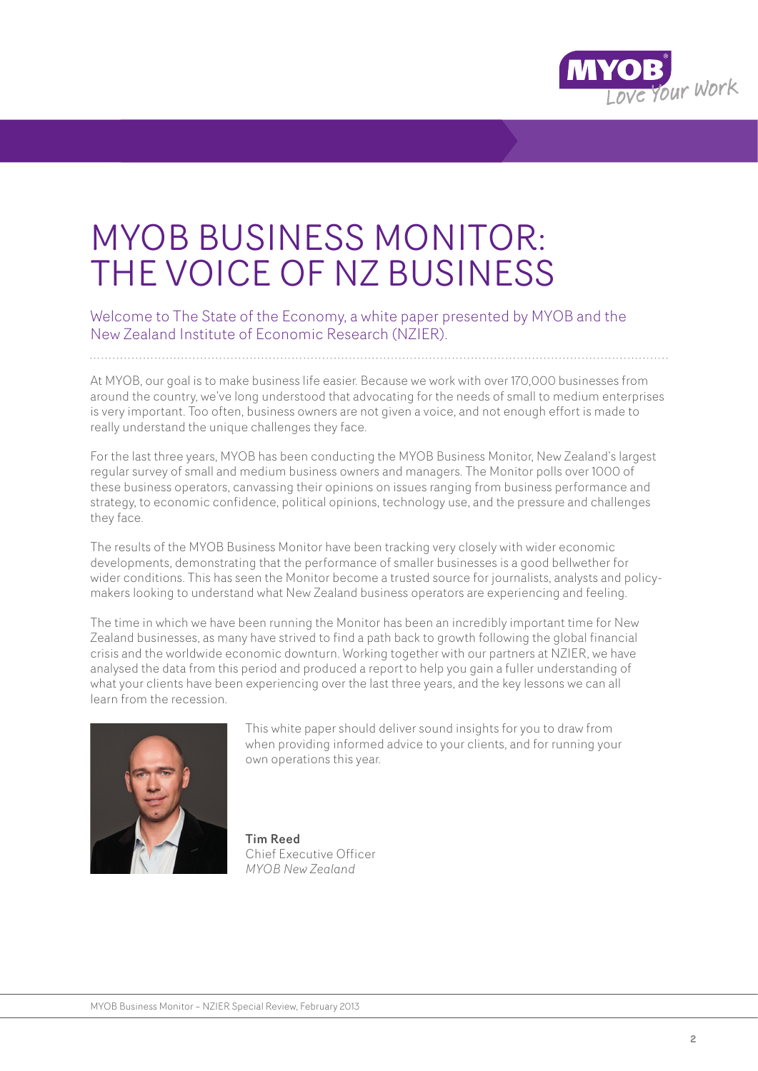# MYOB BUSINESS MONITOR: THE VOICE OF NZ BUSINESS

Welcome to The State of the Economy, a white paper presented by MYOB and the New Zealand Institute of Economic Research (NZIER).

At MYOB, our goal is to make business life easier. Because we work with over 170,000 businesses from around the country, we've long understood that advocating for the needs of small to medium enterprises is very important. Too often, business owners are not given a voice, and not enough effort is made to really understand the unique challenges they face.

For the last three years, MYOB has been conducting the MYOB Business Monitor, New Zealand's largest regular survey of small and medium business owners and managers. The Monitor polls over 1000 of these business operators, canvassing their opinions on issues ranging from business performance and strategy, to economic confidence, political opinions, technology use, and the pressure and challenges they face.

The results of the MYOB Business Monitor have been tracking very closely with wider economic developments, demonstrating that the performance of smaller businesses is a good bellwether for wider conditions. This has seen the Monitor become a trusted source for journalists, analysts and policy-makers looking to understand what New Zealand business operators are experiencing and feeling.

The time in which we have been running the Monitor has been an incredibly important time for New Zealand businesses, as many have strived to find a path back to growth following the global financial crisis and the worldwide economic downturn. Working together with our partners at NZIER, we have analysed the data from this period and produced a report to help you gain a fuller understanding of what your clients have been experiencing over the last three years, and the key lessons we can all learn from the recession.

This white paper should deliver sound insights for you to draw from when providing informed advice to your clients, and for running your own operations this year.

**Tim Reed**
Chief Executive Officer
*MYOB New Zealand*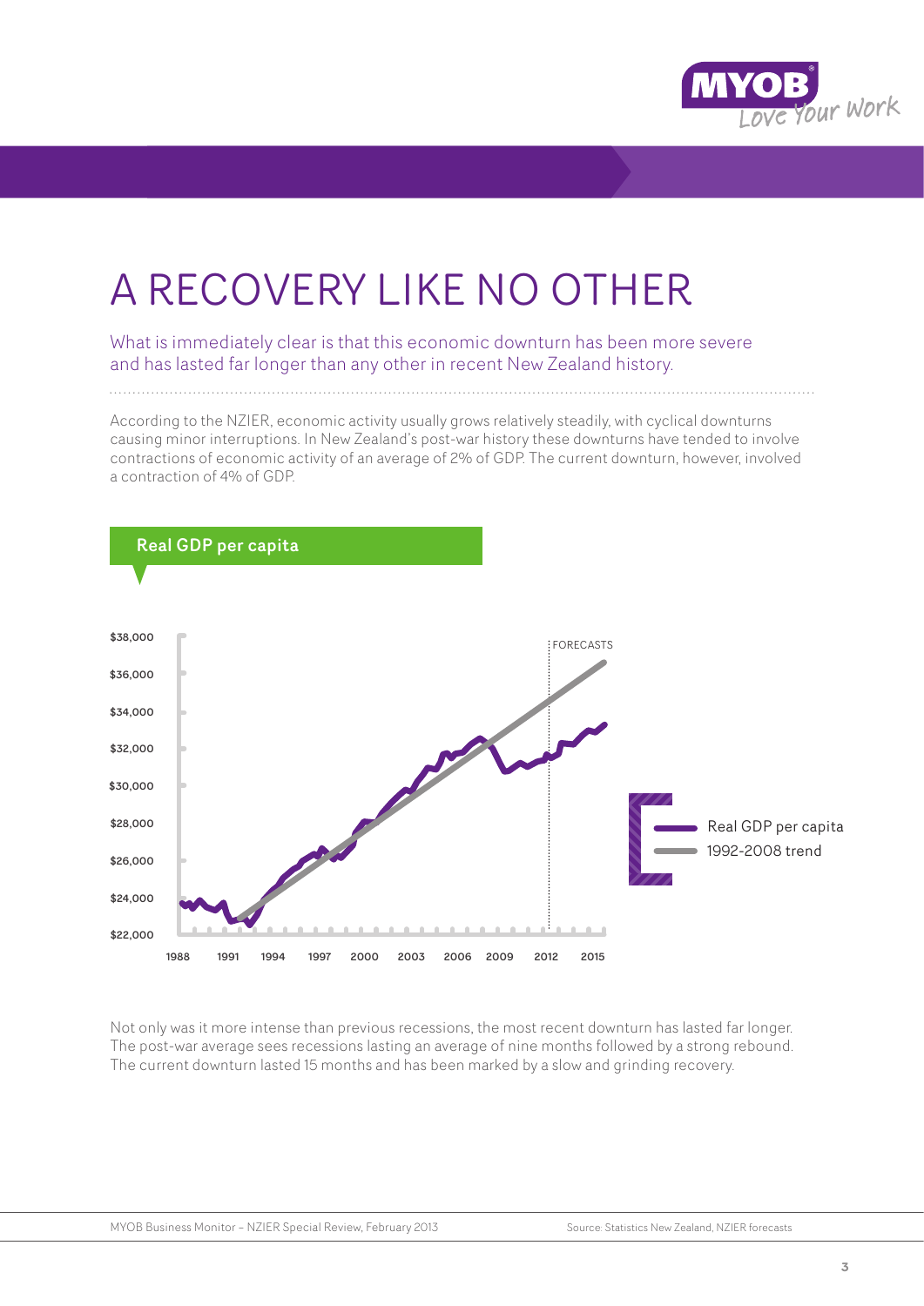# A RECOVERY LIKE NO OTHER

What is immediately clear is that this economic downturn has been more severe and has lasted far longer than any other in recent New Zealand history.

According to the NZIER, economic activity usually grows relatively steadily, with cyclical downturns causing minor interruptions. In New Zealand's post-war history these downturns have tended to involve contractions of economic activity of an average of 2% of GDP. The current downturn, however, involved a contraction of 4% of GDP.

## Real GDP per capita

Not only was it more intense than previous recessions, the most recent downturn has lasted far longer. The post-war average sees recessions lasting an average of nine months followed by a strong rebound. The current downturn lasted 15 months and has been marked by a slow and grinding recovery.

MYOB Business Monitor – NZIER Special Review, February 2013

Source: Statistics New Zealand, NZIER forecasts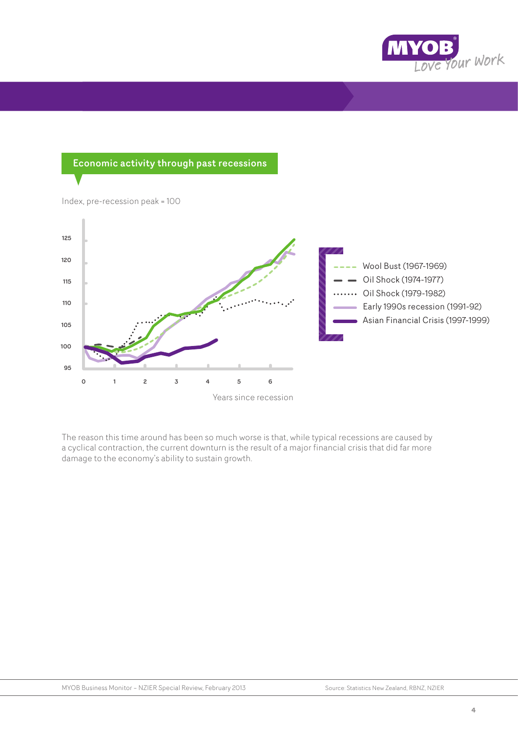## Economic activity through past recessions

Index, pre-recession peak = 100

- Wool Bust (1967-1969)
- Oil Shock (1974-1977)
- Oil Shock (1979-1982)
- Early 1990s recession (1991-92)
- Asian Financial Crisis (1997-1999)

Years since recession

The reason this time around has been so much worse is that, while typical recessions are caused by a cyclical contraction, the current downturn is the result of a major financial crisis that did far more damage to the economy's ability to sustain growth.

Source: Statistics New Zealand, RBNZ, NZIER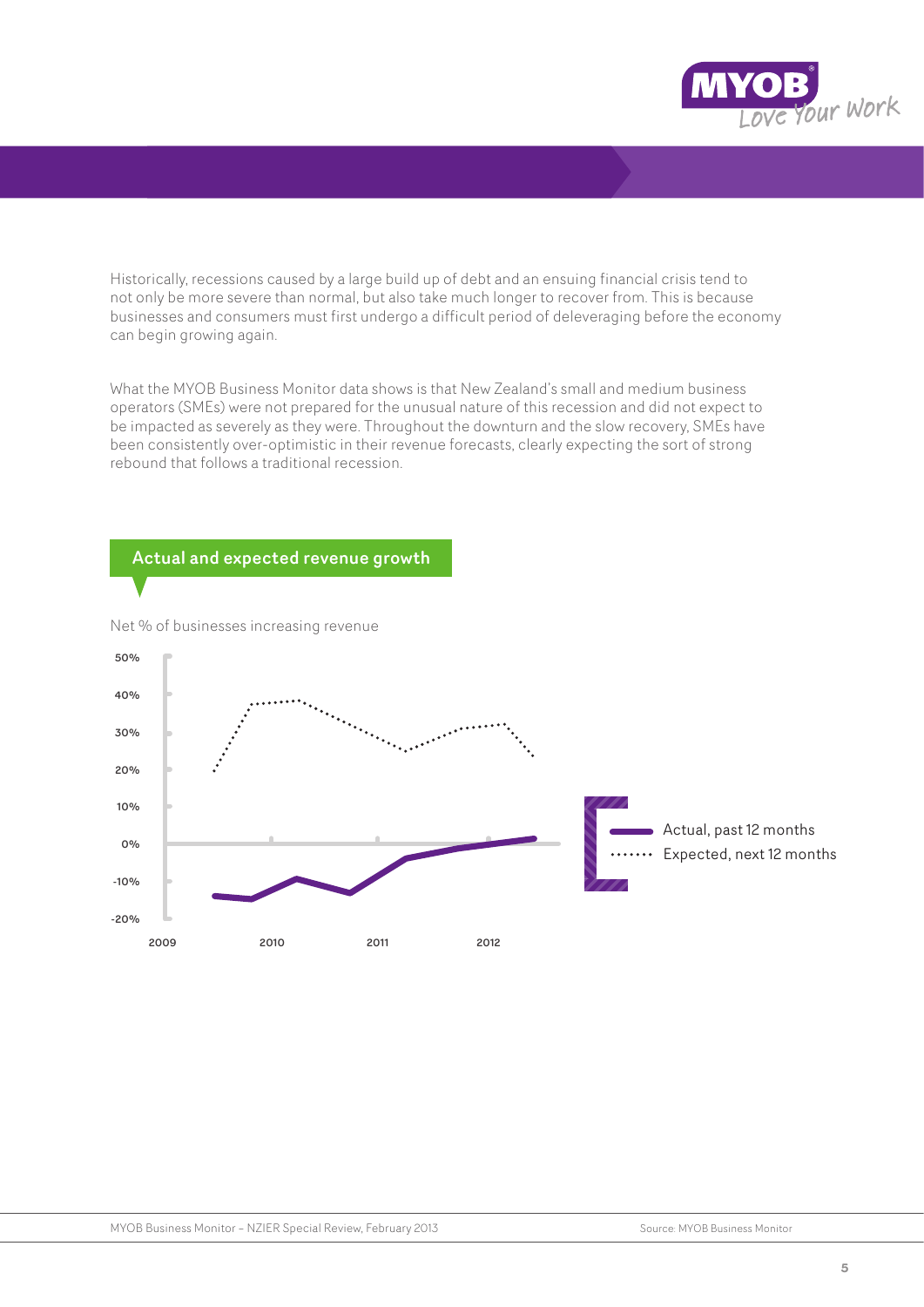Historically, recessions caused by a large build up of debt and an ensuing financial crisis tend to not only be more severe than normal, but also take much longer to recover from. This is because businesses and consumers must first undergo a difficult period of deleveraging before the economy can begin growing again.

What the MYOB Business Monitor data shows is that New Zealand's small and medium business operators (SMEs) were not prepared for the unusual nature of this recession and did not expect to be impacted as severely as they were. Throughout the downturn and the slow recovery, SMEs have been consistently over-optimistic in their revenue forecasts, clearly expecting the sort of strong rebound that follows a traditional recession.

## Actual and expected revenue growth

Net % of businesses increasing revenue

50%
40%
30%
20%
10%
0%
-10%
-20%

2009 2010 2011 2012

Actual, past 12 months
Expected, next 12 months

Source: MYOB Business Monitor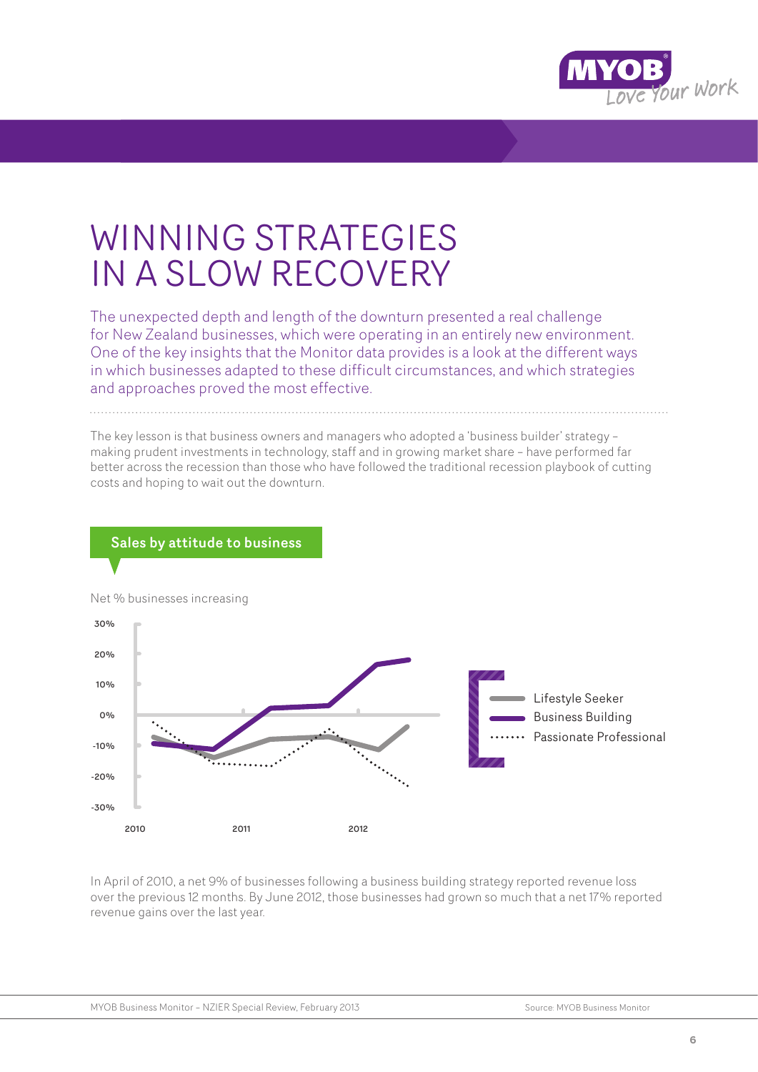# WINNING STRATEGIES IN A SLOW RECOVERY

The unexpected depth and length of the downturn presented a real challenge for New Zealand businesses, which were operating in an entirely new environment. One of the key insights that the Monitor data provides is a look at the different ways in which businesses adapted to these difficult circumstances, and which strategies and approaches proved the most effective.

The key lesson is that business owners and managers who adopted a 'business builder' strategy – making prudent investments in technology, staff and in growing market share – have performed far better across the recession than those who have followed the traditional recession playbook of cutting costs and hoping to wait out the downturn.

**Sales by attitude to business**

Net % businesses increasing

In April of 2010, a net 9% of businesses following a business building strategy reported revenue loss over the previous 12 months. By June 2012, those businesses had grown so much that a net 17% reported revenue gains over the last year.

MYOB Business Monitor – NZIER Special Review, February 2013

Source: MYOB Business Monitor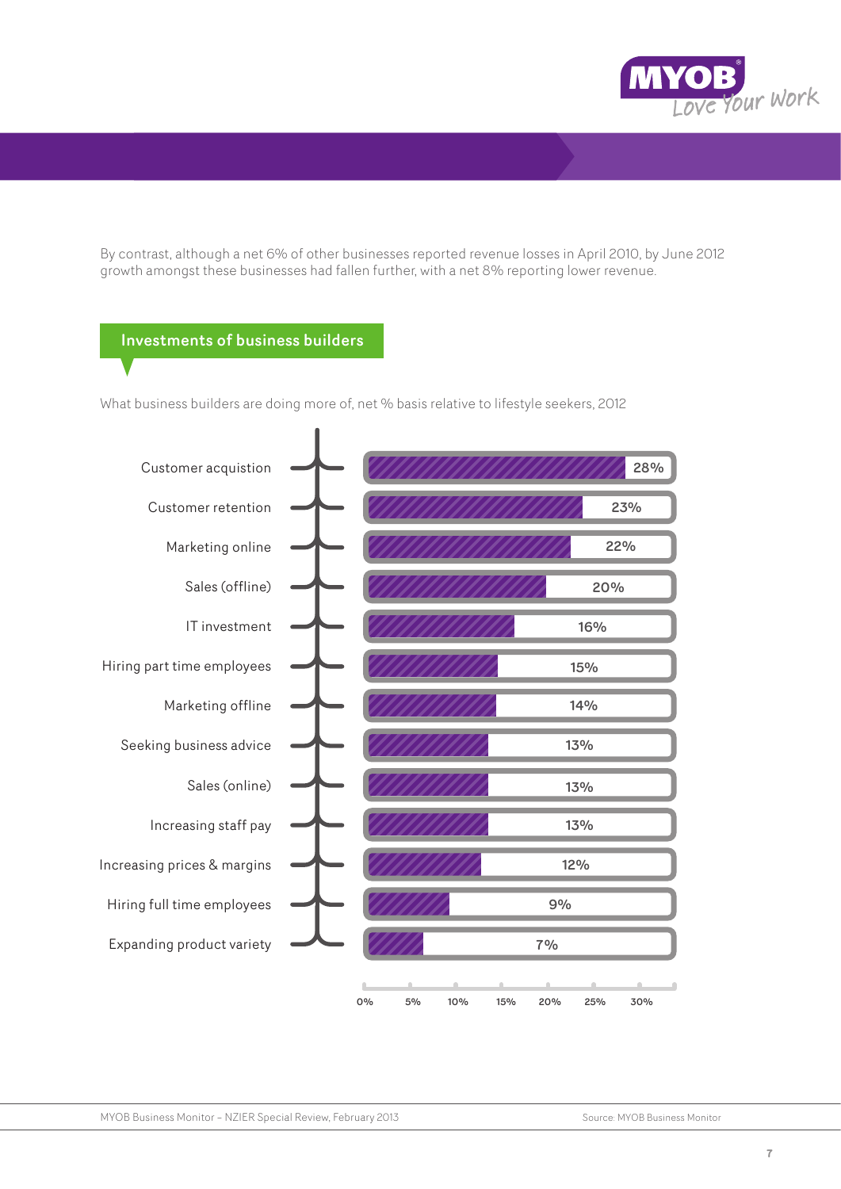By contrast, although a net 6% of other businesses reported revenue losses in April 2010, by June 2012 growth amongst these businesses had fallen further, with a net 8% reporting lower revenue.

## Investments of business builders

What business builders are doing more of, net % basis relative to lifestyle seekers, 2012

| Activity | Net % |
|---|---|
| Customer acquistion | 28% |
| Customer retention | 23% |
| Marketing online | 22% |
| Sales (offline) | 20% |
| IT investment | 16% |
| Hiring part time employees | 15% |
| Marketing offline | 14% |
| Seeking business advice | 13% |
| Sales (online) | 13% |
| Increasing staff pay | 13% |
| Increasing prices & margins | 12% |
| Hiring full time employees | 9% |
| Expanding product variety | 7% |

MYOB Business Monitor – NZIER Special Review, February 2013

Source: MYOB Business Monitor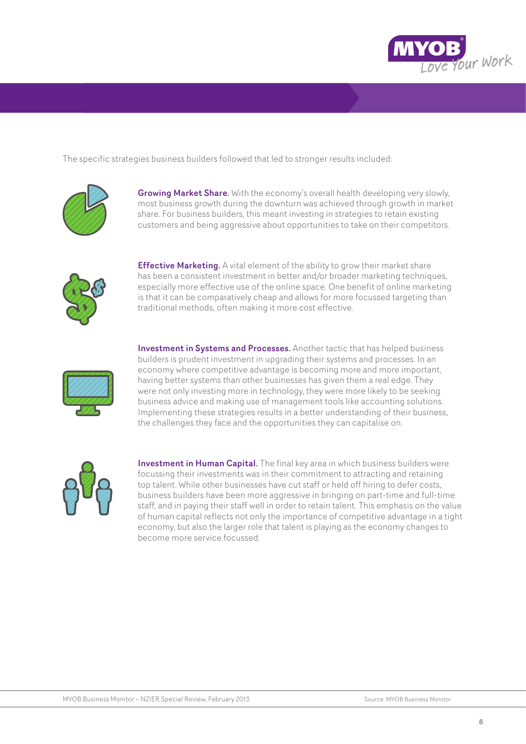The specific strategies business builders followed that led to stronger results included:

**Growing Market Share.** With the economy's overall health developing very slowly, most business growth during the downturn was achieved through growth in market share. For business builders, this meant investing in strategies to retain existing customers and being aggressive about opportunities to take on their competitors.

**Effective Marketing.** A vital element of the ability to grow their market share has been a consistent investment in better and/or broader marketing techniques, especially more effective use of the online space. One benefit of online marketing is that it can be comparatively cheap and allows for more focussed targeting than traditional methods, often making it more cost effective.

**Investment in Systems and Processes.** Another tactic that has helped business builders is prudent investment in upgrading their systems and processes. In an economy where competitive advantage is becoming more and more important, having better systems than other businesses has given them a real edge. They were not only investing more in technology, they were more likely to be seeking business advice and making use of management tools like accounting solutions. Implementing these strategies results in a better understanding of their business, the challenges they face and the opportunities they can capitalise on.

**Investment in Human Capital.** The final key area in which business builders were focussing their investments was in their commitment to attracting and retaining top talent. While other businesses have cut staff or held off hiring to defer costs, business builders have been more aggressive in bringing on part-time and full-time staff, and in paying their staff well in order to retain talent. This emphasis on the value of human capital reflects not only the importance of competitive advantage in a tight economy, but also the larger role that talent is playing as the economy changes to become more service focussed.

Source: MYOB Business Monitor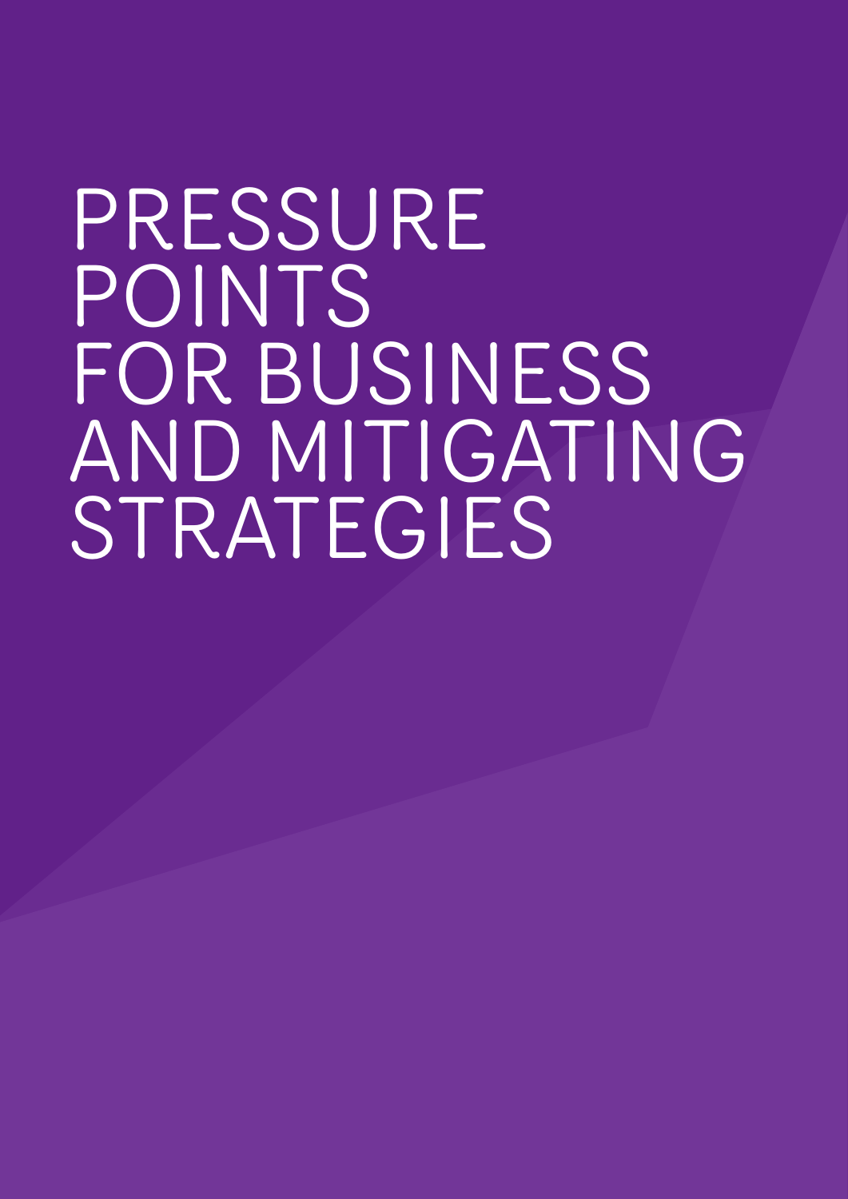# PRESSURE POINTS FOR BUSINESS AND MITIGATING STRATEGIES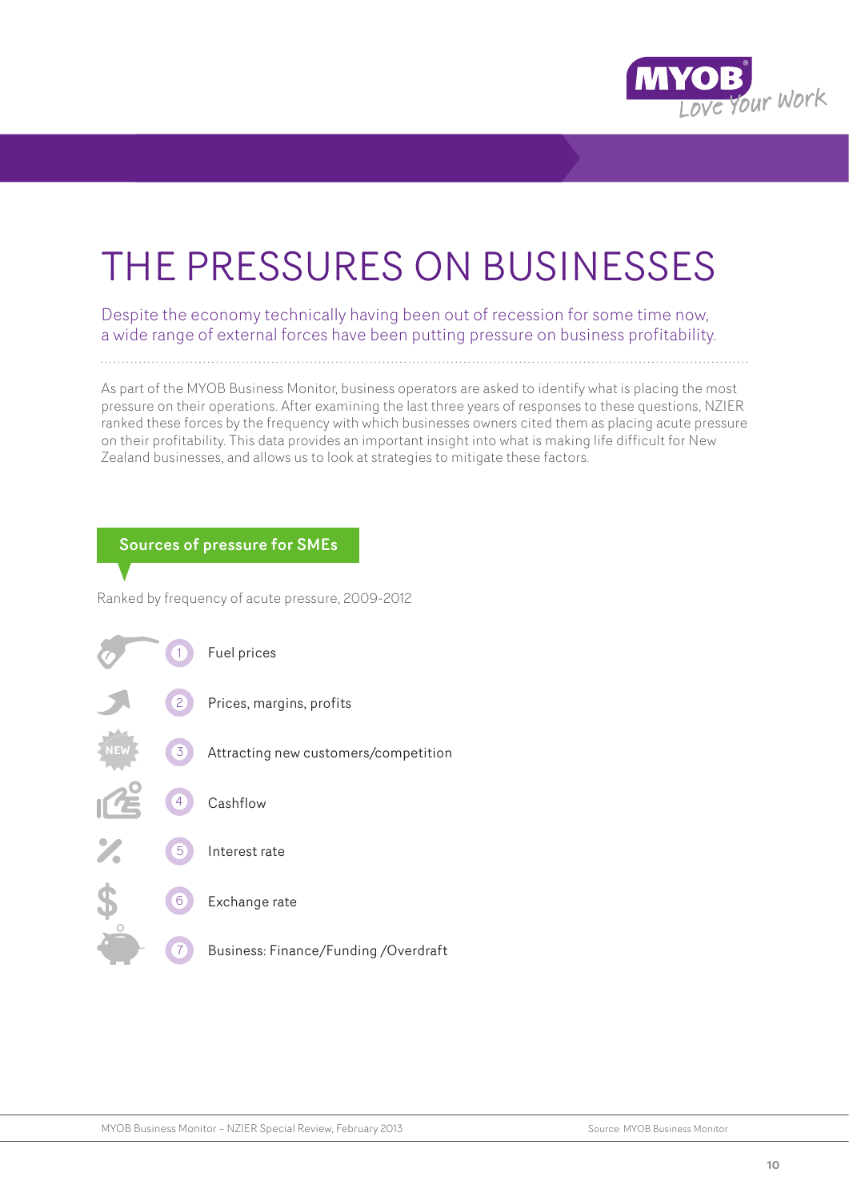# THE PRESSURES ON BUSINESSES

Despite the economy technically having been out of recession for some time now, a wide range of external forces have been putting pressure on business profitability.

As part of the MYOB Business Monitor, business operators are asked to identify what is placing the most pressure on their operations. After examining the last three years of responses to these questions, NZIER ranked these forces by the frequency with which businesses owners cited them as placing acute pressure on their profitability. This data provides an important insight into what is making life difficult for New Zealand businesses, and allows us to look at strategies to mitigate these factors.

## Sources of pressure for SMEs

Ranked by frequency of acute pressure, 2009-2012

1. Fuel prices
2. Prices, margins, profits
3. Attracting new customers/competition
4. Cashflow
5. Interest rate
6. Exchange rate
7. Business: Finance/Funding /Overdraft

Source: MYOB Business Monitor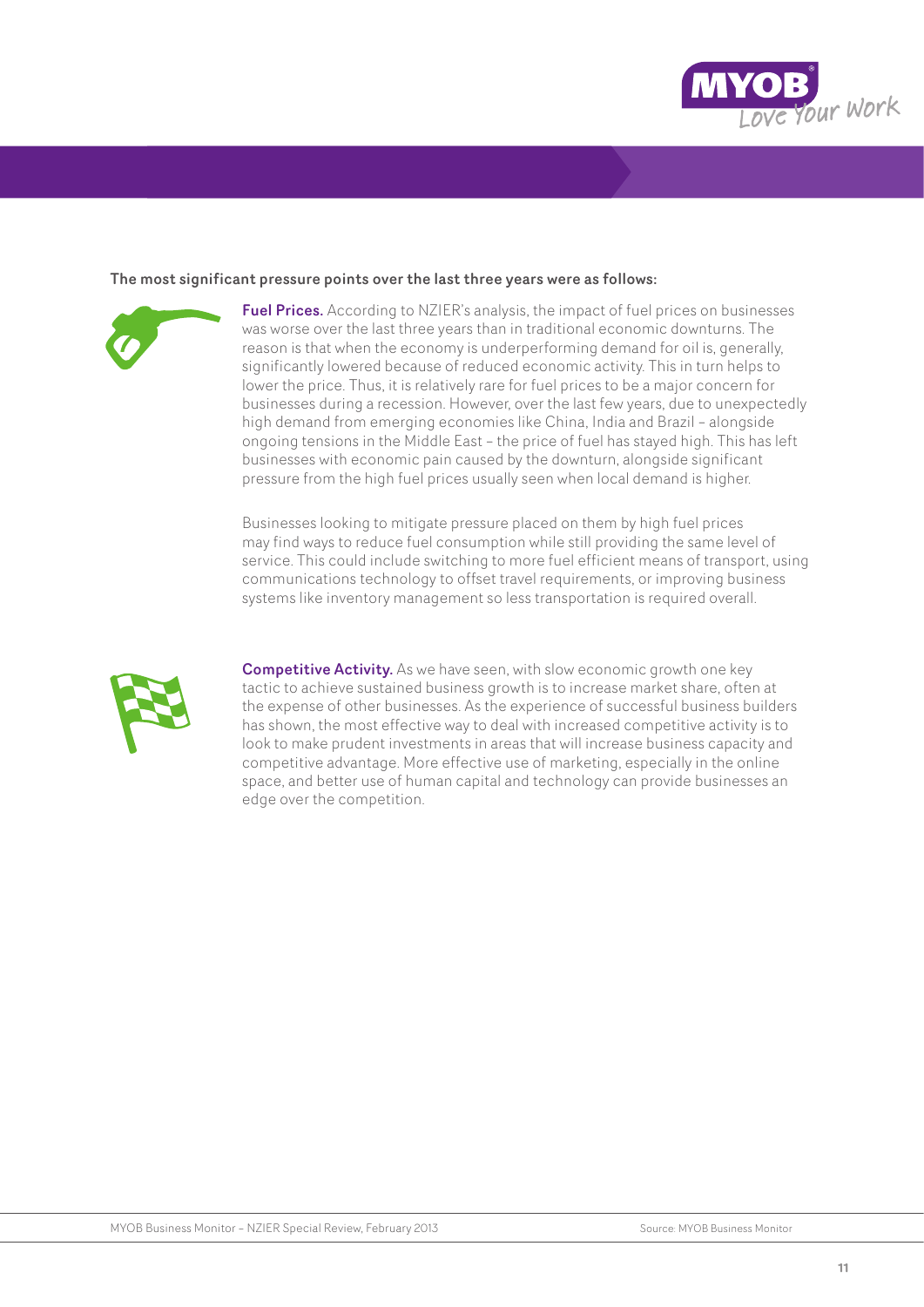**The most significant pressure points over the last three years were as follows:**

**Fuel Prices.** According to NZIER's analysis, the impact of fuel prices on businesses was worse over the last three years than in traditional economic downturns. The reason is that when the economy is underperforming demand for oil is, generally, significantly lowered because of reduced economic activity. This in turn helps to lower the price. Thus, it is relatively rare for fuel prices to be a major concern for businesses during a recession. However, over the last few years, due to unexpectedly high demand from emerging economies like China, India and Brazil – alongside ongoing tensions in the Middle East – the price of fuel has stayed high. This has left businesses with economic pain caused by the downturn, alongside significant pressure from the high fuel prices usually seen when local demand is higher.

Businesses looking to mitigate pressure placed on them by high fuel prices may find ways to reduce fuel consumption while still providing the same level of service. This could include switching to more fuel efficient means of transport, using communications technology to offset travel requirements, or improving business systems like inventory management so less transportation is required overall.

**Competitive Activity.** As we have seen, with slow economic growth one key tactic to achieve sustained business growth is to increase market share, often at the expense of other businesses. As the experience of successful business builders has shown, the most effective way to deal with increased competitive activity is to look to make prudent investments in areas that will increase business capacity and competitive advantage. More effective use of marketing, especially in the online space, and better use of human capital and technology can provide businesses an edge over the competition.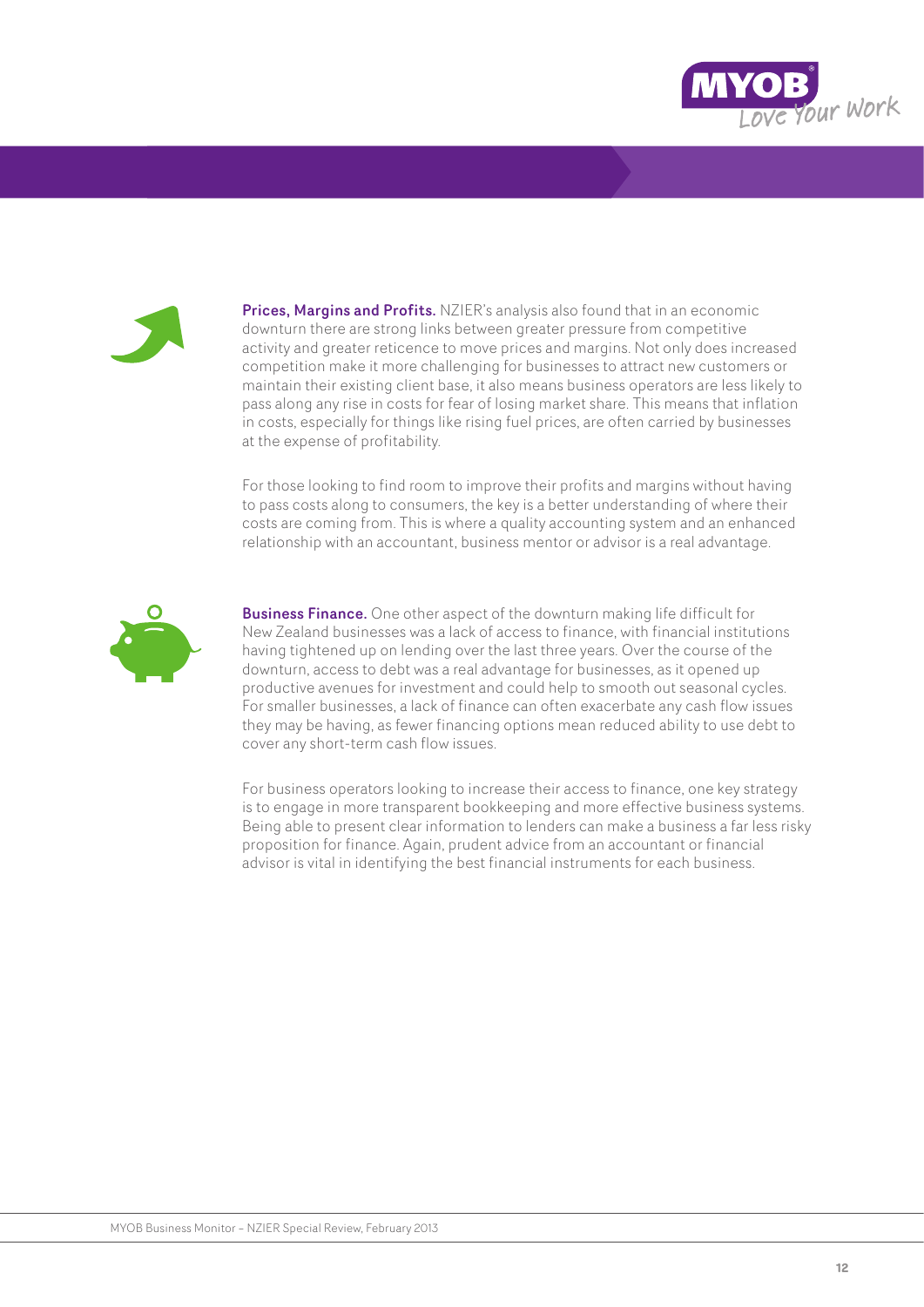**Prices, Margins and Profits.** NZIER's analysis also found that in an economic downturn there are strong links between greater pressure from competitive activity and greater reticence to move prices and margins. Not only does increased competition make it more challenging for businesses to attract new customers or maintain their existing client base, it also means business operators are less likely to pass along any rise in costs for fear of losing market share. This means that inflation in costs, especially for things like rising fuel prices, are often carried by businesses at the expense of profitability.

For those looking to find room to improve their profits and margins without having to pass costs along to consumers, the key is a better understanding of where their costs are coming from. This is where a quality accounting system and an enhanced relationship with an accountant, business mentor or advisor is a real advantage.

**Business Finance.** One other aspect of the downturn making life difficult for New Zealand businesses was a lack of access to finance, with financial institutions having tightened up on lending over the last three years. Over the course of the downturn, access to debt was a real advantage for businesses, as it opened up productive avenues for investment and could help to smooth out seasonal cycles. For smaller businesses, a lack of finance can often exacerbate any cash flow issues they may be having, as fewer financing options mean reduced ability to use debt to cover any short-term cash flow issues.

For business operators looking to increase their access to finance, one key strategy is to engage in more transparent bookkeeping and more effective business systems. Being able to present clear information to lenders can make a business a far less risky proposition for finance. Again, prudent advice from an accountant or financial advisor is vital in identifying the best financial instruments for each business.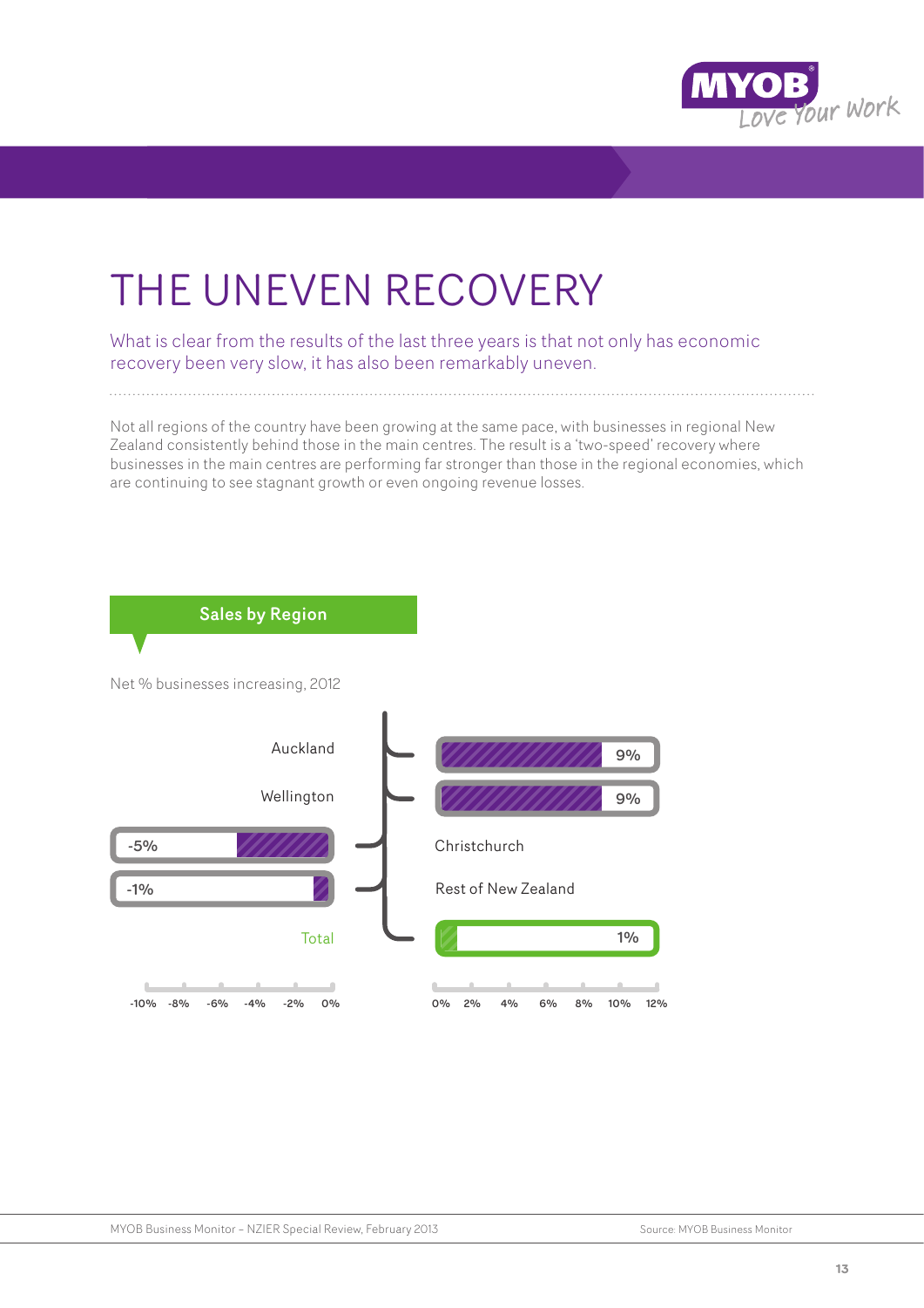# THE UNEVEN RECOVERY

What is clear from the results of the last three years is that not only has economic recovery been very slow, it has also been remarkably uneven.

Not all regions of the country have been growing at the same pace, with businesses in regional New Zealand consistently behind those in the main centres. The result is a 'two-speed' recovery where businesses in the main centres are performing far stronger than those in the regional economies, which are continuing to see stagnant growth or even ongoing revenue losses.

**Sales by Region**

Net % businesses increasing, 2012

| Region | Net % |
| --- | --- |
| Auckland | 9% |
| Wellington | 9% |
| Christchurch | -5% |
| Rest of New Zealand | -1% |
| Total | 1% |

Source: MYOB Business Monitor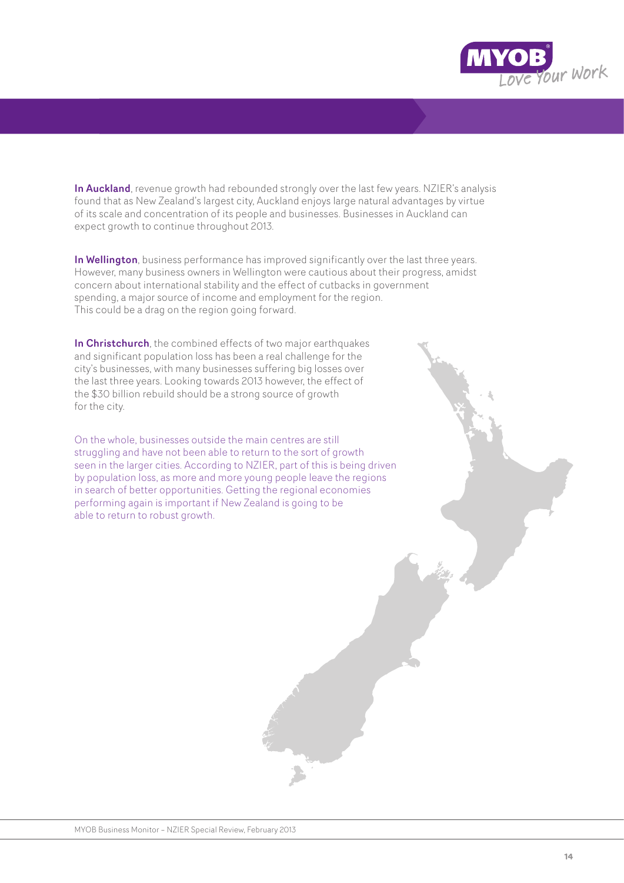**In Auckland**, revenue growth had rebounded strongly over the last few years. NZIER's analysis found that as New Zealand's largest city, Auckland enjoys large natural advantages by virtue of its scale and concentration of its people and businesses. Businesses in Auckland can expect growth to continue throughout 2013.

**In Wellington**, business performance has improved significantly over the last three years. However, many business owners in Wellington were cautious about their progress, amidst concern about international stability and the effect of cutbacks in government spending, a major source of income and employment for the region. This could be a drag on the region going forward.

**In Christchurch**, the combined effects of two major earthquakes and significant population loss has been a real challenge for the city's businesses, with many businesses suffering big losses over the last three years. Looking towards 2013 however, the effect of the $30 billion rebuild should be a strong source of growth for the city.

On the whole, businesses outside the main centres are still struggling and have not been able to return to the sort of growth seen in the larger cities. According to NZIER, part of this is being driven by population loss, as more and more young people leave the regions in search of better opportunities. Getting the regional economies performing again is important if New Zealand is going to be able to return to robust growth.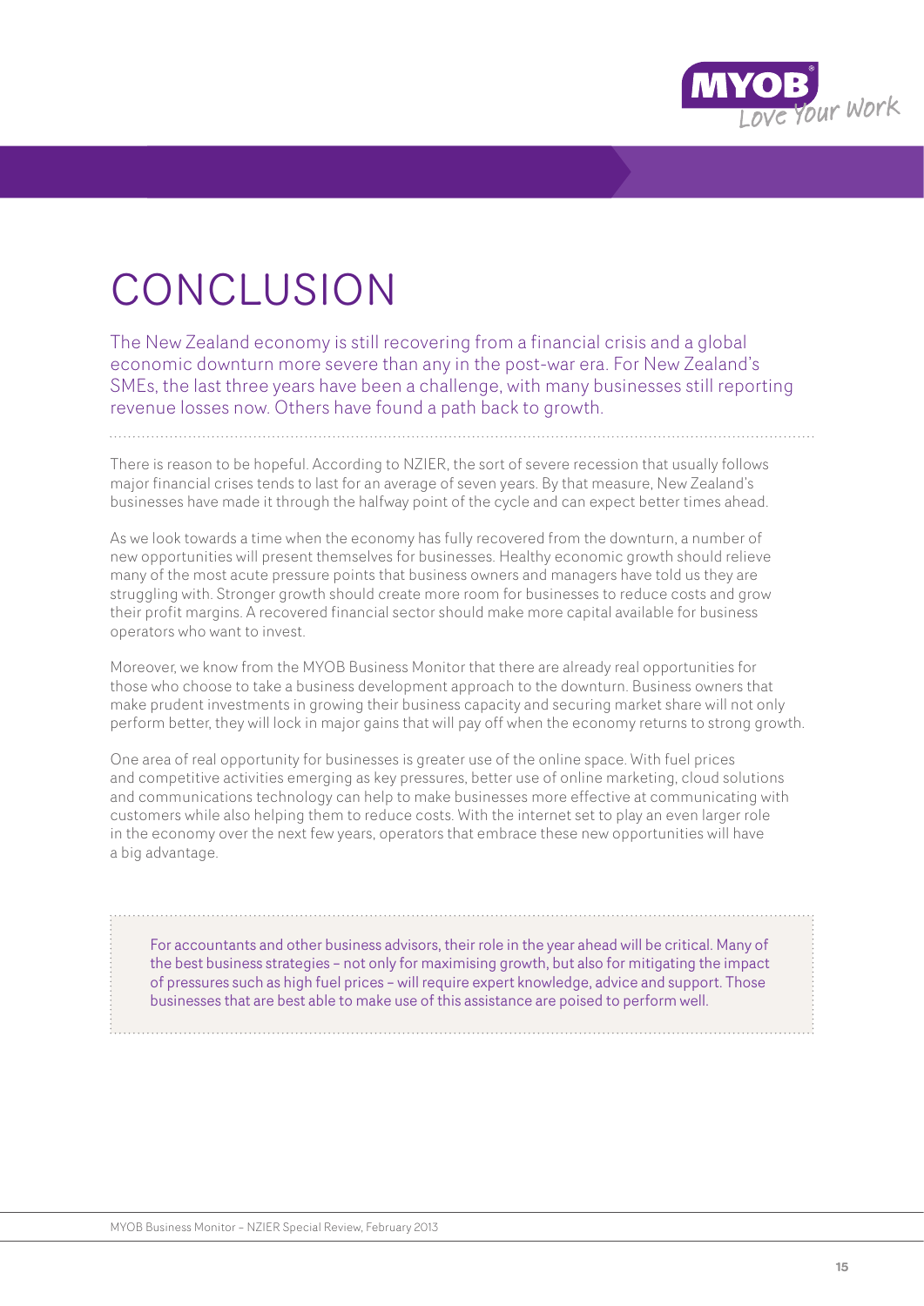# CONCLUSION

The New Zealand economy is still recovering from a financial crisis and a global economic downturn more severe than any in the post-war era. For New Zealand's SMEs, the last three years have been a challenge, with many businesses still reporting revenue losses now. Others have found a path back to growth.

There is reason to be hopeful. According to NZIER, the sort of severe recession that usually follows major financial crises tends to last for an average of seven years. By that measure, New Zealand's businesses have made it through the halfway point of the cycle and can expect better times ahead.

As we look towards a time when the economy has fully recovered from the downturn, a number of new opportunities will present themselves for businesses. Healthy economic growth should relieve many of the most acute pressure points that business owners and managers have told us they are struggling with. Stronger growth should create more room for businesses to reduce costs and grow their profit margins. A recovered financial sector should make more capital available for business operators who want to invest.

Moreover, we know from the MYOB Business Monitor that there are already real opportunities for those who choose to take a business development approach to the downturn. Business owners that make prudent investments in growing their business capacity and securing market share will not only perform better, they will lock in major gains that will pay off when the economy returns to strong growth.

One area of real opportunity for businesses is greater use of the online space. With fuel prices and competitive activities emerging as key pressures, better use of online marketing, cloud solutions and communications technology can help to make businesses more effective at communicating with customers while also helping them to reduce costs. With the internet set to play an even larger role in the economy over the next few years, operators that embrace these new opportunities will have a big advantage.

For accountants and other business advisors, their role in the year ahead will be critical. Many of the best business strategies – not only for maximising growth, but also for mitigating the impact of pressures such as high fuel prices – will require expert knowledge, advice and support. Those businesses that are best able to make use of this assistance are poised to perform well.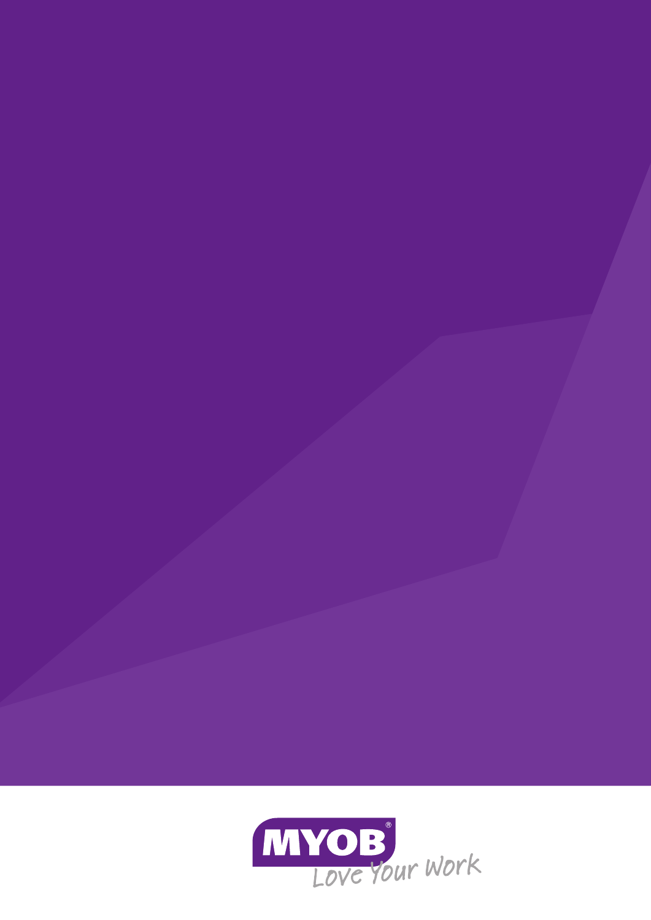MYOB®

Love Your Work